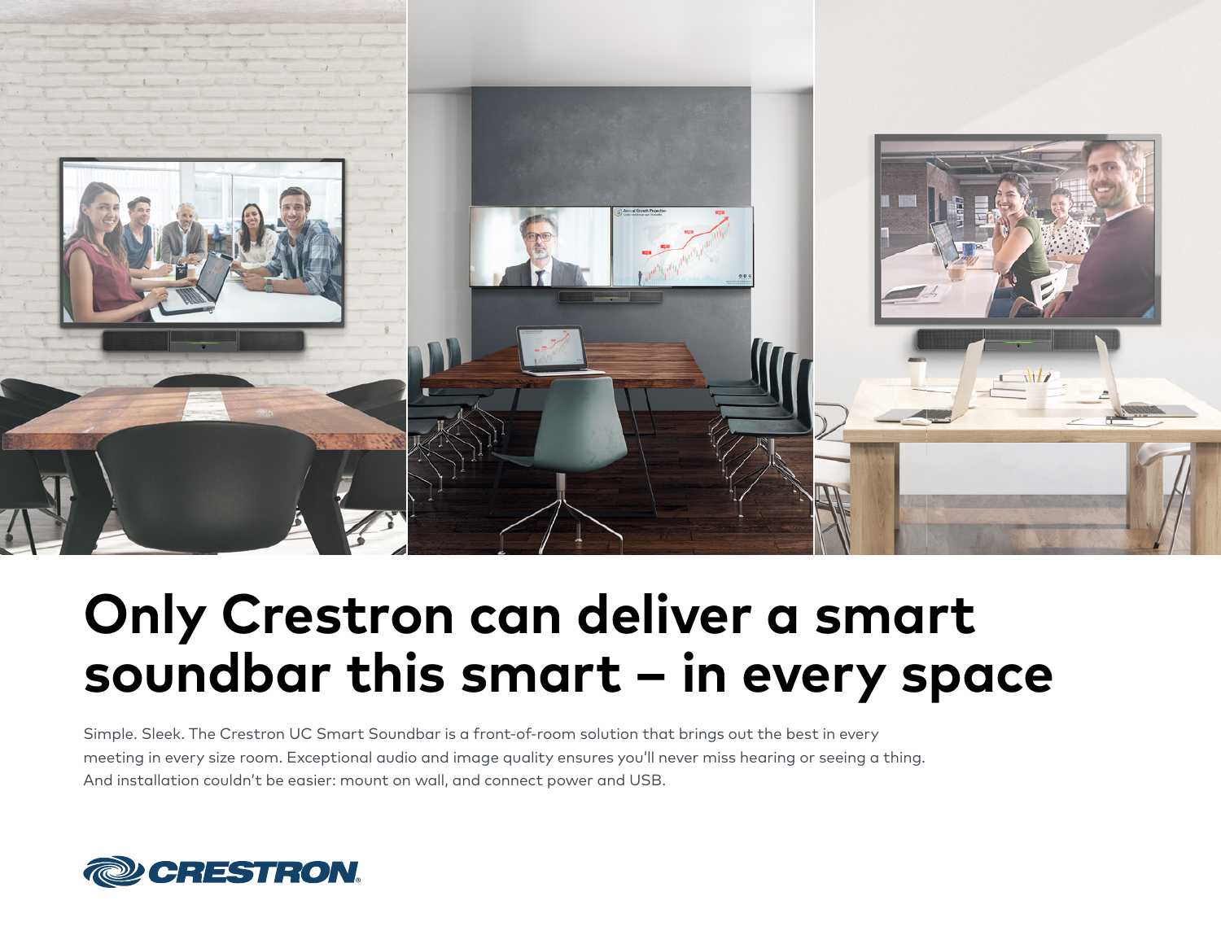# Only Crestron can deliver a smart soundbar this smart – in every space

Simple. Sleek. The Crestron UC Smart Soundbar is a front-of-room solution that brings out the best in every meeting in every size room. Exceptional audio and image quality ensures you'll never miss hearing or seeing a thing. And installation couldn't be easier: mount on wall, and connect power and USB.

CRESTRON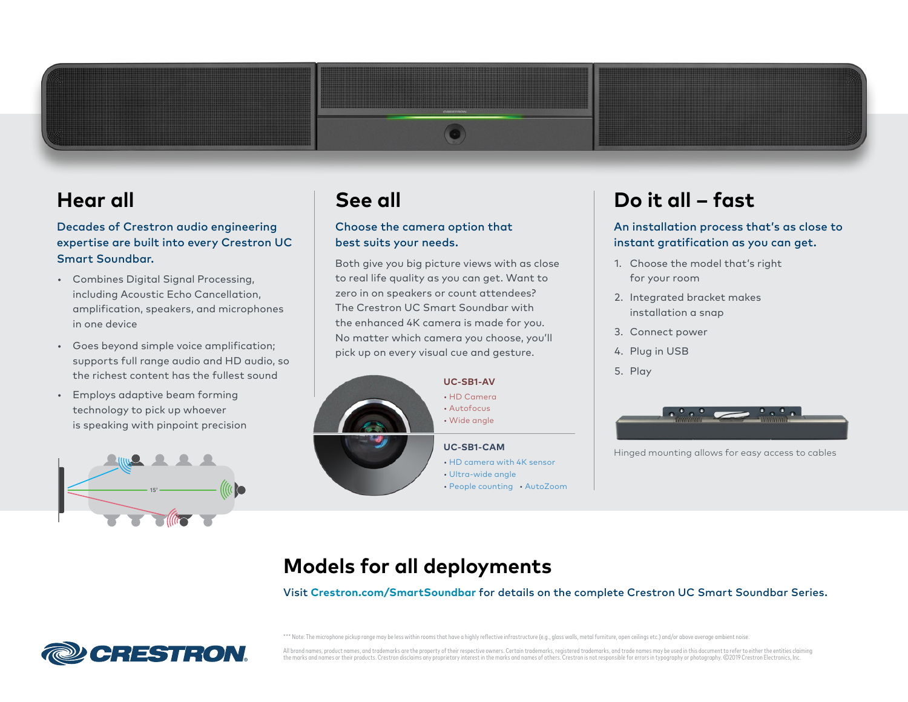## Hear all

**Decades of Crestron audio engineering expertise are built into every Crestron UC Smart Soundbar.**

- Combines Digital Signal Processing, including Acoustic Echo Cancellation, amplification, speakers, and microphones in one device
- Goes beyond simple voice amplification; supports full range audio and HD audio, so the richest content has the fullest sound
- Employs adaptive beam forming technology to pick up whoever is speaking with pinpoint precision

15'

## See all

**Choose the camera option that best suits your needs.**

Both give you big picture views with as close to real life quality as you can get. Want to zero in on speakers or count attendees? The Crestron UC Smart Soundbar with the enhanced 4K camera is made for you. No matter which camera you choose, you'll pick up on every visual cue and gesture.

**UC-SB1-AV**
- HD Camera
- Autofocus
- Wide angle

**UC-SB1-CAM**
- HD camera with 4K sensor
- Ultra-wide angle
- People counting
- AutoZoom

## Do it all – fast

**An installation process that's as close to instant gratification as you can get.**

1. Choose the model that's right for your room
2. Integrated bracket makes installation a snap
3. Connect power
4. Plug in USB
5. Play

Hinged mounting allows for easy access to cables

## Models for all deployments

Visit Crestron.com/SmartSoundbar for details on the complete Crestron UC Smart Soundbar Series.

*** Note: The microphone pickup range may be less within rooms that have a highly reflective infrastructure (e.g., glass walls, metal furniture, open ceilings etc.) and/or above average ambient noise.

All brand names, product names, and trademarks are the property of their respective owners. Certain trademarks, registered trademarks, and trade names may be used in this document to refer to either the entities claiming the marks and names or their products. Crestron disclaims any proprietary interest in the marks and names of others. Crestron is not responsible for errors in typography or photography. ©2019 Crestron Electronics, Inc.

CRESTRON